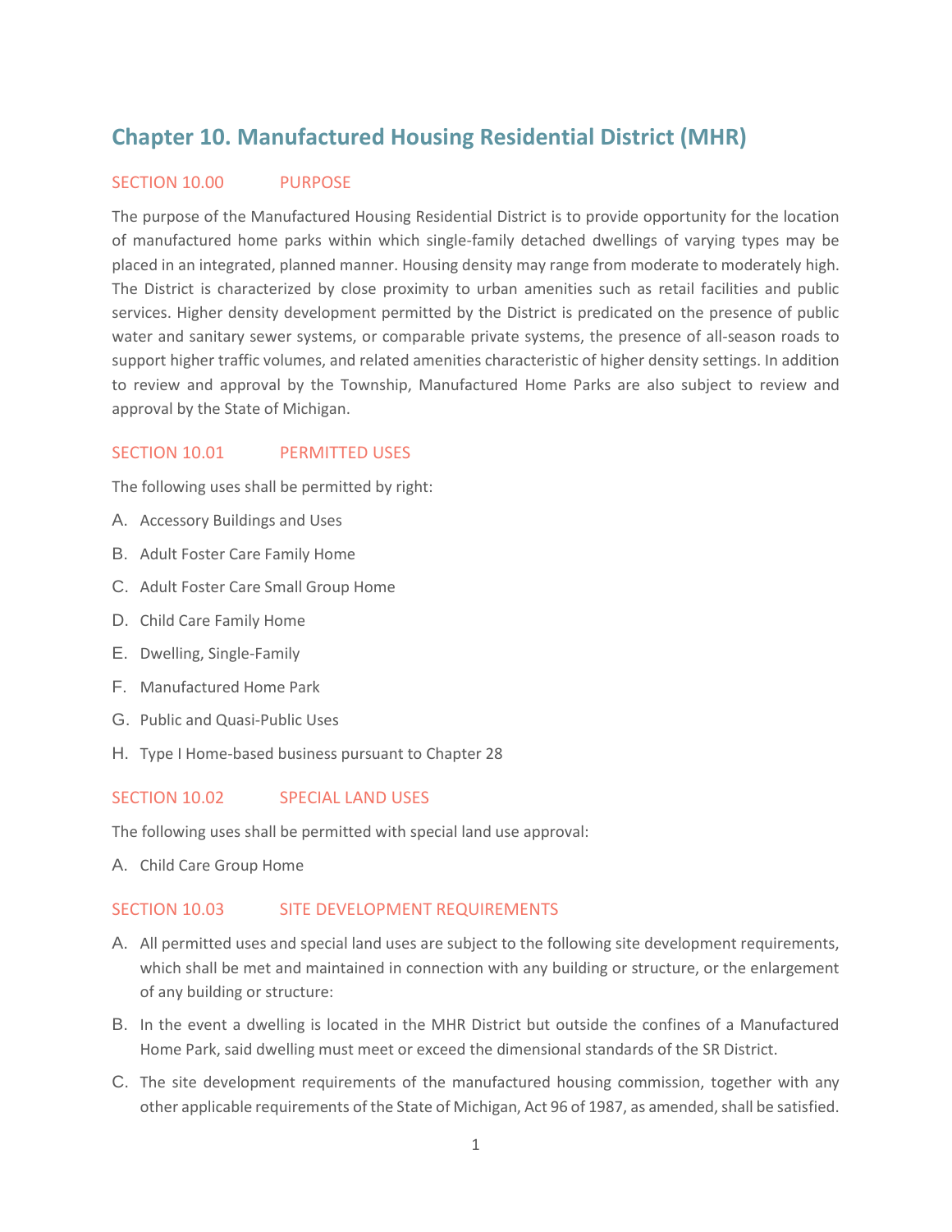# Chapter 10. Manufactured Housing Residential District (MHR)

## SECTION 10.00 PURPOSE

The purpose of the Manufactured Housing Residential District is to provide opportunity for the location of manufactured home parks within which single-family detached dwellings of varying types may be placed in an integrated, planned manner. Housing density may range from moderate to moderately high. The District is characterized by close proximity to urban amenities such as retail facilities and public services. Higher density development permitted by the District is predicated on the presence of public water and sanitary sewer systems, or comparable private systems, the presence of all-season roads to support higher traffic volumes, and related amenities characteristic of higher density settings. In addition to review and approval by the Township, Manufactured Home Parks are also subject to review and approval by the State of Michigan.

## SECTION 10.01 PERMITTED USES

The following uses shall be permitted by right:

A. Accessory Buildings and Uses

B. Adult Foster Care Family Home

C. Adult Foster Care Small Group Home

D. Child Care Family Home

E. Dwelling, Single-Family

F. Manufactured Home Park

G. Public and Quasi-Public Uses

H. Type I Home-based business pursuant to Chapter 28

## SECTION 10.02 SPECIAL LAND USES

The following uses shall be permitted with special land use approval:

A. Child Care Group Home

## SECTION 10.03 SITE DEVELOPMENT REQUIREMENTS

A. All permitted uses and special land uses are subject to the following site development requirements, which shall be met and maintained in connection with any building or structure, or the enlargement of any building or structure:

B. In the event a dwelling is located in the MHR District but outside the confines of a Manufactured Home Park, said dwelling must meet or exceed the dimensional standards of the SR District.

C. The site development requirements of the manufactured housing commission, together with any other applicable requirements of the State of Michigan, Act 96 of 1987, as amended, shall be satisfied.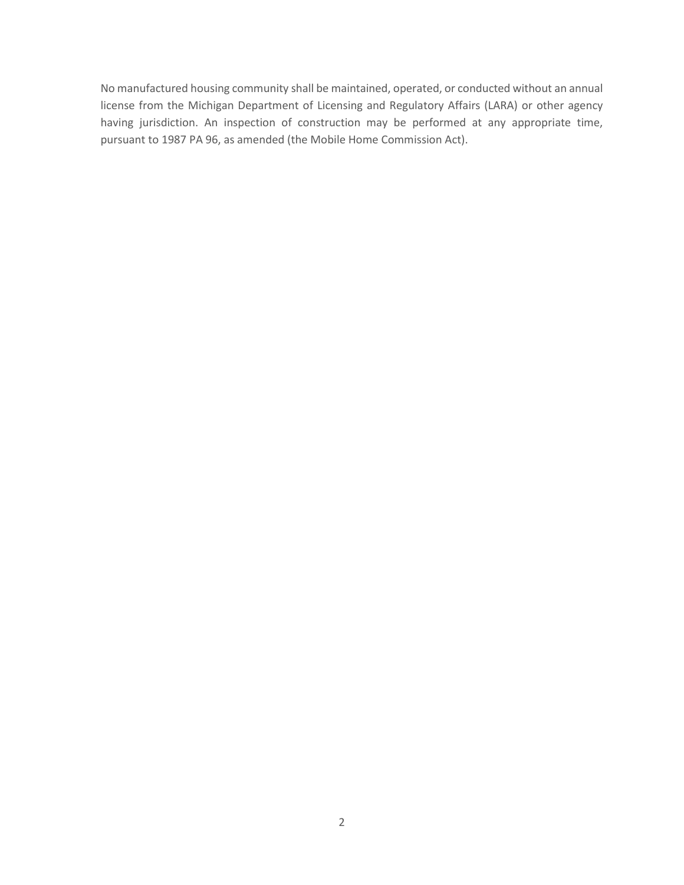No manufactured housing community shall be maintained, operated, or conducted without an annual license from the Michigan Department of Licensing and Regulatory Affairs (LARA) or other agency having jurisdiction. An inspection of construction may be performed at any appropriate time, pursuant to 1987 PA 96, as amended (the Mobile Home Commission Act).